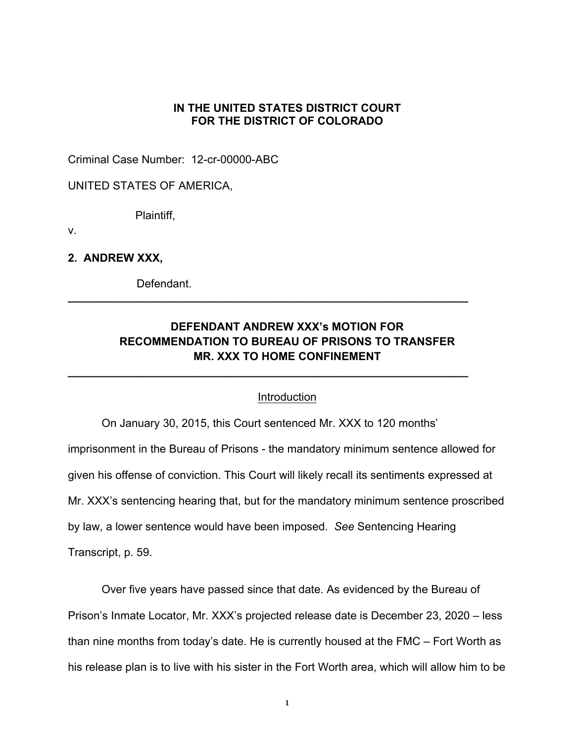**IN THE UNITED STATES DISTRICT COURT**
**FOR THE DISTRICT OF COLORADO**

Criminal Case Number: 12-cr-00000-ABC

UNITED STATES OF AMERICA,

Plaintiff,

v.

**2. ANDREW XXX,**

Defendant.

---

**DEFENDANT ANDREW XXX's MOTION FOR RECOMMENDATION TO BUREAU OF PRISONS TO TRANSFER MR. XXX TO HOME CONFINEMENT**

---

## Introduction

On January 30, 2015, this Court sentenced Mr. XXX to 120 months' imprisonment in the Bureau of Prisons - the mandatory minimum sentence allowed for given his offense of conviction. This Court will likely recall its sentiments expressed at Mr. XXX's sentencing hearing that, but for the mandatory minimum sentence proscribed by law, a lower sentence would have been imposed. *See* Sentencing Hearing Transcript, p. 59.

Over five years have passed since that date. As evidenced by the Bureau of Prison's Inmate Locator, Mr. XXX's projected release date is December 23, 2020 – less than nine months from today's date. He is currently housed at the FMC – Fort Worth as his release plan is to live with his sister in the Fort Worth area, which will allow him to be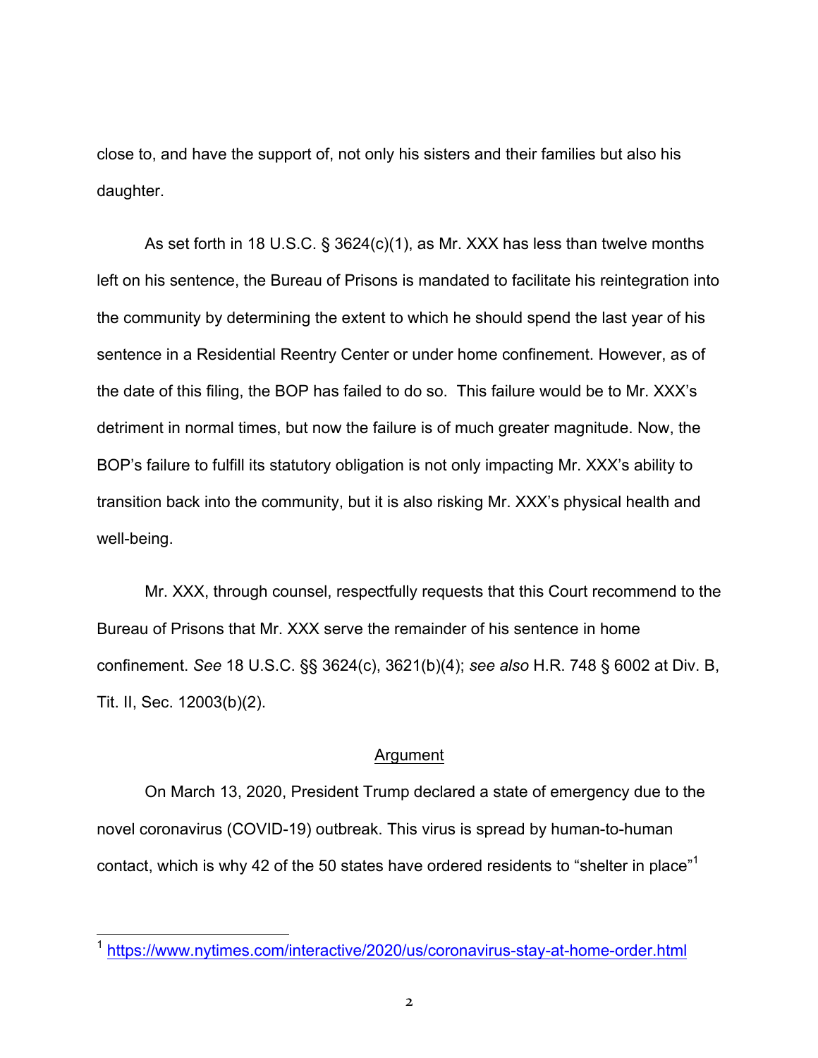close to, and have the support of, not only his sisters and their families but also his daughter.

As set forth in 18 U.S.C. § 3624(c)(1), as Mr. XXX has less than twelve months left on his sentence, the Bureau of Prisons is mandated to facilitate his reintegration into the community by determining the extent to which he should spend the last year of his sentence in a Residential Reentry Center or under home confinement. However, as of the date of this filing, the BOP has failed to do so. This failure would be to Mr. XXX's detriment in normal times, but now the failure is of much greater magnitude. Now, the BOP's failure to fulfill its statutory obligation is not only impacting Mr. XXX's ability to transition back into the community, but it is also risking Mr. XXX's physical health and well-being.

Mr. XXX, through counsel, respectfully requests that this Court recommend to the Bureau of Prisons that Mr. XXX serve the remainder of his sentence in home confinement. *See* 18 U.S.C. §§ 3624(c), 3621(b)(4); *see also* H.R. 748 § 6002 at Div. B, Tit. II, Sec. 12003(b)(2).

## Argument

On March 13, 2020, President Trump declared a state of emergency due to the novel coronavirus (COVID-19) outbreak. This virus is spread by human-to-human contact, which is why 42 of the 50 states have ordered residents to "shelter in place"[1]

[1] https://www.nytimes.com/interactive/2020/us/coronavirus-stay-at-home-order.html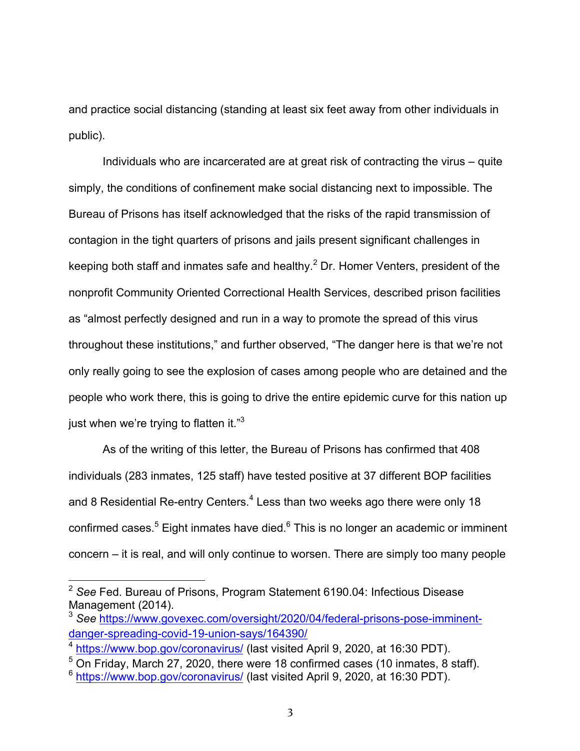and practice social distancing (standing at least six feet away from other individuals in public).

Individuals who are incarcerated are at great risk of contracting the virus – quite simply, the conditions of confinement make social distancing next to impossible. The Bureau of Prisons has itself acknowledged that the risks of the rapid transmission of contagion in the tight quarters of prisons and jails present significant challenges in keeping both staff and inmates safe and healthy.[2] Dr. Homer Venters, president of the nonprofit Community Oriented Correctional Health Services, described prison facilities as "almost perfectly designed and run in a way to promote the spread of this virus throughout these institutions," and further observed, "The danger here is that we're not only really going to see the explosion of cases among people who are detained and the people who work there, this is going to drive the entire epidemic curve for this nation up just when we're trying to flatten it."[3]

As of the writing of this letter, the Bureau of Prisons has confirmed that 408 individuals (283 inmates, 125 staff) have tested positive at 37 different BOP facilities and 8 Residential Re-entry Centers.[4] Less than two weeks ago there were only 18 confirmed cases.[5] Eight inmates have died.[6] This is no longer an academic or imminent concern – it is real, and will only continue to worsen. There are simply too many people

---

[2] *See* Fed. Bureau of Prisons, Program Statement 6190.04: Infectious Disease Management (2014).

[3] *See* https://www.govexec.com/oversight/2020/04/federal-prisons-pose-imminent-danger-spreading-covid-19-union-says/164390/

[4] https://www.bop.gov/coronavirus/ (last visited April 9, 2020, at 16:30 PDT).

[5] On Friday, March 27, 2020, there were 18 confirmed cases (10 inmates, 8 staff).

[6] https://www.bop.gov/coronavirus/ (last visited April 9, 2020, at 16:30 PDT).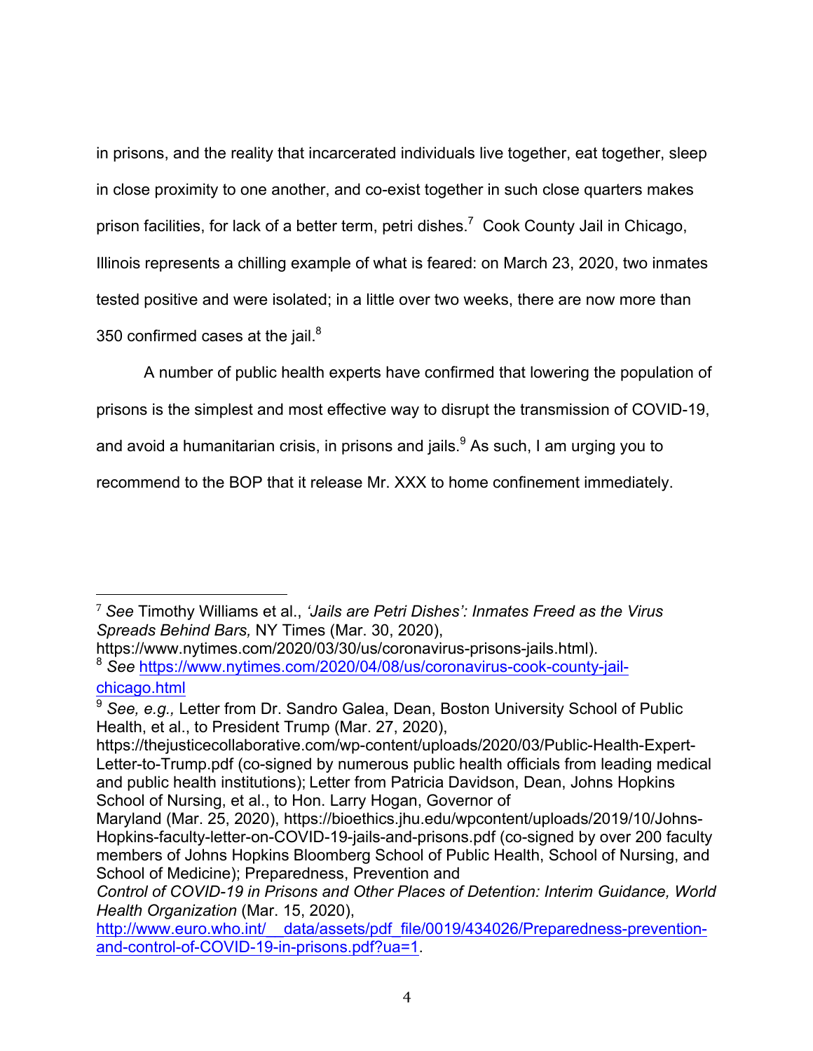in prisons, and the reality that incarcerated individuals live together, eat together, sleep in close proximity to one another, and co-exist together in such close quarters makes prison facilities, for lack of a better term, petri dishes.[7] Cook County Jail in Chicago, Illinois represents a chilling example of what is feared: on March 23, 2020, two inmates tested positive and were isolated; in a little over two weeks, there are now more than 350 confirmed cases at the jail.[8]

A number of public health experts have confirmed that lowering the population of prisons is the simplest and most effective way to disrupt the transmission of COVID-19, and avoid a humanitarian crisis, in prisons and jails.[9] As such, I am urging you to recommend to the BOP that it release Mr. XXX to home confinement immediately.

---

[7] *See* Timothy Williams et al., *'Jails are Petri Dishes': Inmates Freed as the Virus Spreads Behind Bars,* NY Times (Mar. 30, 2020), https://www.nytimes.com/2020/03/30/us/coronavirus-prisons-jails.html).

[8] *See* https://www.nytimes.com/2020/04/08/us/coronavirus-cook-county-jail-chicago.html

[9] *See, e.g.,* Letter from Dr. Sandro Galea, Dean, Boston University School of Public Health, et al., to President Trump (Mar. 27, 2020), https://thejusticecollaborative.com/wp-content/uploads/2020/03/Public-Health-Expert-Letter-to-Trump.pdf (co-signed by numerous public health officials from leading medical and public health institutions); Letter from Patricia Davidson, Dean, Johns Hopkins School of Nursing, et al., to Hon. Larry Hogan, Governor of Maryland (Mar. 25, 2020), https://bioethics.jhu.edu/wpcontent/uploads/2019/10/Johns-Hopkins-faculty-letter-on-COVID-19-jails-and-prisons.pdf (co-signed by over 200 faculty members of Johns Hopkins Bloomberg School of Public Health, School of Nursing, and School of Medicine); Preparedness, Prevention and *Control of COVID-19 in Prisons and Other Places of Detention: Interim Guidance, World Health Organization* (Mar. 15, 2020), http://www.euro.who.int/__data/assets/pdf_file/0019/434026/Preparedness-prevention-and-control-of-COVID-19-in-prisons.pdf?ua=1.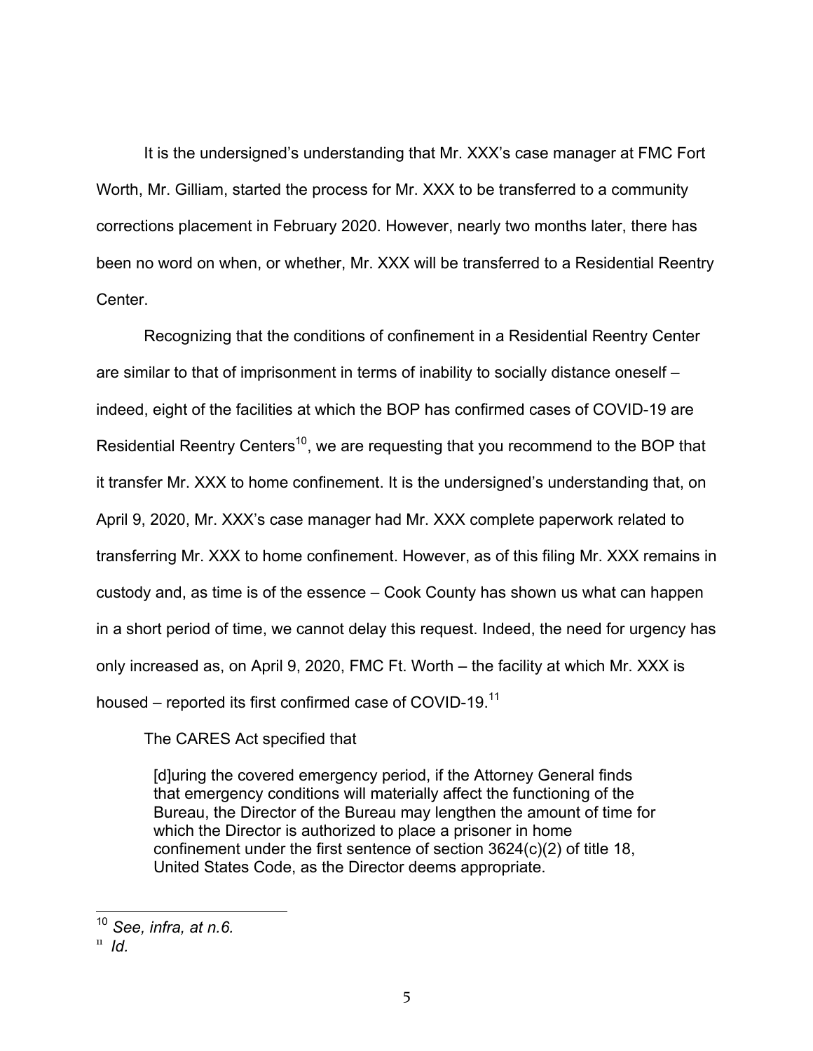It is the undersigned's understanding that Mr. XXX's case manager at FMC Fort Worth, Mr. Gilliam, started the process for Mr. XXX to be transferred to a community corrections placement in February 2020. However, nearly two months later, there has been no word on when, or whether, Mr. XXX will be transferred to a Residential Reentry Center.

Recognizing that the conditions of confinement in a Residential Reentry Center are similar to that of imprisonment in terms of inability to socially distance oneself – indeed, eight of the facilities at which the BOP has confirmed cases of COVID-19 are Residential Reentry Centers[10], we are requesting that you recommend to the BOP that it transfer Mr. XXX to home confinement. It is the undersigned's understanding that, on April 9, 2020, Mr. XXX's case manager had Mr. XXX complete paperwork related to transferring Mr. XXX to home confinement. However, as of this filing Mr. XXX remains in custody and, as time is of the essence – Cook County has shown us what can happen in a short period of time, we cannot delay this request. Indeed, the need for urgency has only increased as, on April 9, 2020, FMC Ft. Worth – the facility at which Mr. XXX is housed – reported its first confirmed case of COVID-19.[11]

The CARES Act specified that

> [d]uring the covered emergency period, if the Attorney General finds that emergency conditions will materially affect the functioning of the Bureau, the Director of the Bureau may lengthen the amount of time for which the Director is authorized to place a prisoner in home confinement under the first sentence of section 3624(c)(2) of title 18, United States Code, as the Director deems appropriate.

---

[10] *See, infra, at n.6.*

[11] *Id.*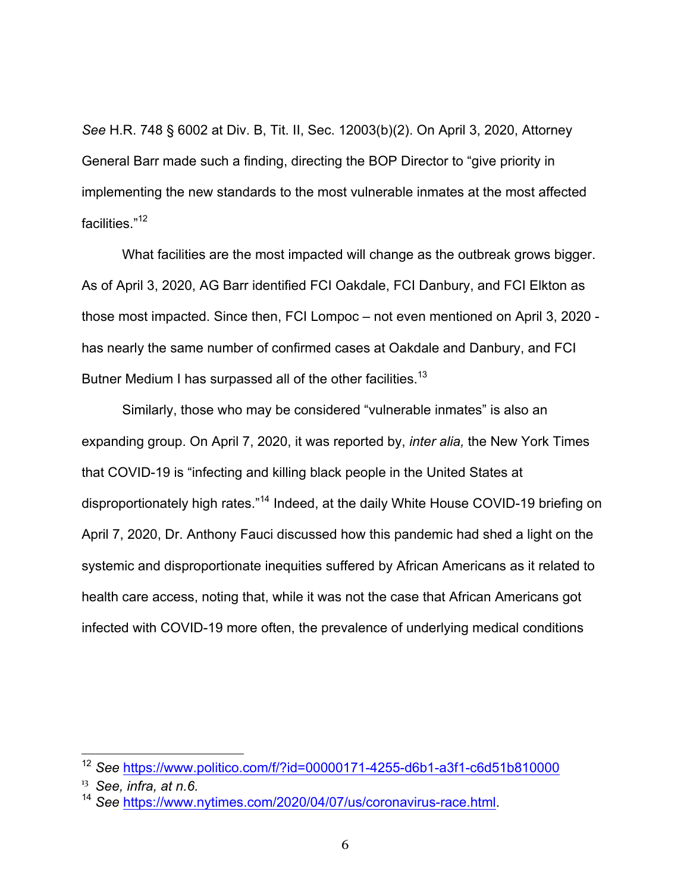*See* H.R. 748 § 6002 at Div. B, Tit. II, Sec. 12003(b)(2). On April 3, 2020, Attorney General Barr made such a finding, directing the BOP Director to "give priority in implementing the new standards to the most vulnerable inmates at the most affected facilities."[12]

What facilities are the most impacted will change as the outbreak grows bigger. As of April 3, 2020, AG Barr identified FCI Oakdale, FCI Danbury, and FCI Elkton as those most impacted. Since then, FCI Lompoc – not even mentioned on April 3, 2020 - has nearly the same number of confirmed cases at Oakdale and Danbury, and FCI Butner Medium I has surpassed all of the other facilities.[13]

Similarly, those who may be considered "vulnerable inmates" is also an expanding group. On April 7, 2020, it was reported by, *inter alia,* the New York Times that COVID-19 is "infecting and killing black people in the United States at disproportionately high rates."[14] Indeed, at the daily White House COVID-19 briefing on April 7, 2020, Dr. Anthony Fauci discussed how this pandemic had shed a light on the systemic and disproportionate inequities suffered by African Americans as it related to health care access, noting that, while it was not the case that African Americans got infected with COVID-19 more often, the prevalence of underlying medical conditions

---

[12] *See* https://www.politico.com/f/?id=00000171-4255-d6b1-a3f1-c6d51b810000

[13] *See, infra, at n.6.*

[14] *See* https://www.nytimes.com/2020/04/07/us/coronavirus-race.html.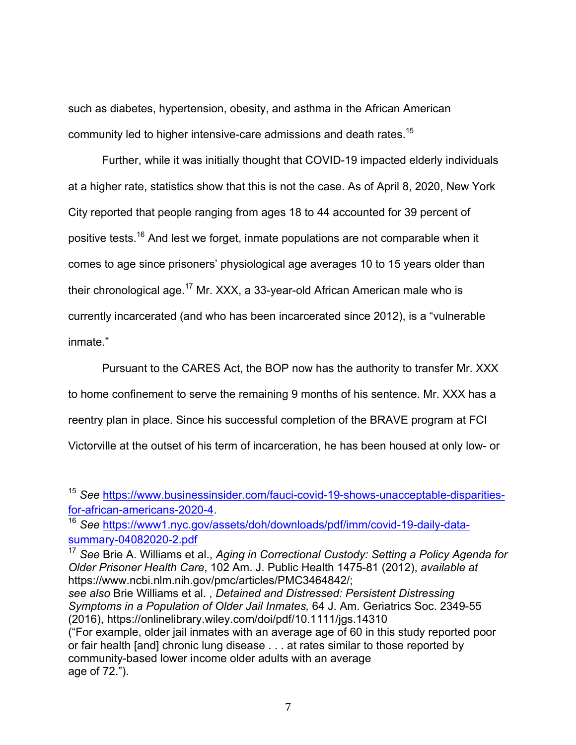such as diabetes, hypertension, obesity, and asthma in the African American community led to higher intensive-care admissions and death rates.[15]

Further, while it was initially thought that COVID-19 impacted elderly individuals at a higher rate, statistics show that this is not the case. As of April 8, 2020, New York City reported that people ranging from ages 18 to 44 accounted for 39 percent of positive tests.[16] And lest we forget, inmate populations are not comparable when it comes to age since prisoners' physiological age averages 10 to 15 years older than their chronological age.[17] Mr. XXX, a 33-year-old African American male who is currently incarcerated (and who has been incarcerated since 2012), is a "vulnerable inmate."

Pursuant to the CARES Act, the BOP now has the authority to transfer Mr. XXX to home confinement to serve the remaining 9 months of his sentence. Mr. XXX has a reentry plan in place. Since his successful completion of the BRAVE program at FCI Victorville at the outset of his term of incarceration, he has been housed at only low- or

---

[15] *See* https://www.businessinsider.com/fauci-covid-19-shows-unacceptable-disparities-for-african-americans-2020-4.

[16] *See* https://www1.nyc.gov/assets/doh/downloads/pdf/imm/covid-19-daily-data-summary-04082020-2.pdf

[17] *See* Brie A. Williams et al., *Aging in Correctional Custody: Setting a Policy Agenda for Older Prisoner Health Care*, 102 Am. J. Public Health 1475-81 (2012), *available at* https://www.ncbi.nlm.nih.gov/pmc/articles/PMC3464842/; *see also* Brie Williams et al. , *Detained and Distressed: Persistent Distressing Symptoms in a Population of Older Jail Inmates,* 64 J. Am. Geriatrics Soc. 2349-55 (2016), https://onlinelibrary.wiley.com/doi/pdf/10.1111/jgs.14310 ("For example, older jail inmates with an average age of 60 in this study reported poor or fair health [and] chronic lung disease . . . at rates similar to those reported by community-based lower income older adults with an average age of 72.").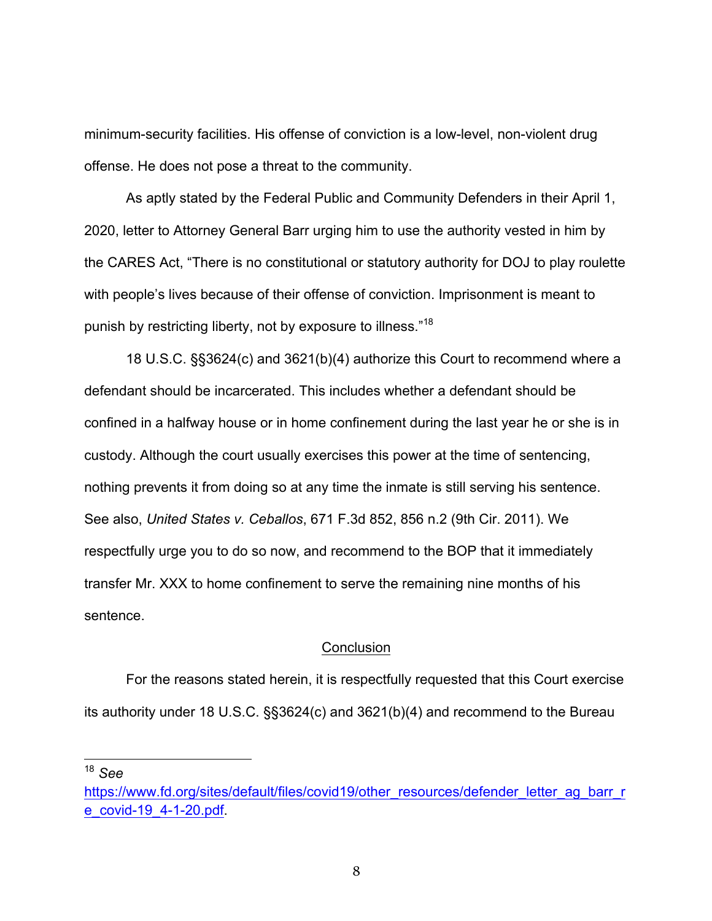minimum-security facilities. His offense of conviction is a low-level, non-violent drug offense. He does not pose a threat to the community.

As aptly stated by the Federal Public and Community Defenders in their April 1, 2020, letter to Attorney General Barr urging him to use the authority vested in him by the CARES Act, "There is no constitutional or statutory authority for DOJ to play roulette with people's lives because of their offense of conviction. Imprisonment is meant to punish by restricting liberty, not by exposure to illness."[18]

18 U.S.C. §§3624(c) and 3621(b)(4) authorize this Court to recommend where a defendant should be incarcerated. This includes whether a defendant should be confined in a halfway house or in home confinement during the last year he or she is in custody. Although the court usually exercises this power at the time of sentencing, nothing prevents it from doing so at any time the inmate is still serving his sentence. See also, *United States v. Ceballos*, 671 F.3d 852, 856 n.2 (9th Cir. 2011). We respectfully urge you to do so now, and recommend to the BOP that it immediately transfer Mr. XXX to home confinement to serve the remaining nine months of his sentence.

<u>Conclusion</u>

For the reasons stated herein, it is respectfully requested that this Court exercise its authority under 18 U.S.C. §§3624(c) and 3621(b)(4) and recommend to the Bureau

---

[18] *See* https://www.fd.org/sites/default/files/covid19/other_resources/defender_letter_ag_barr_re_covid-19_4-1-20.pdf.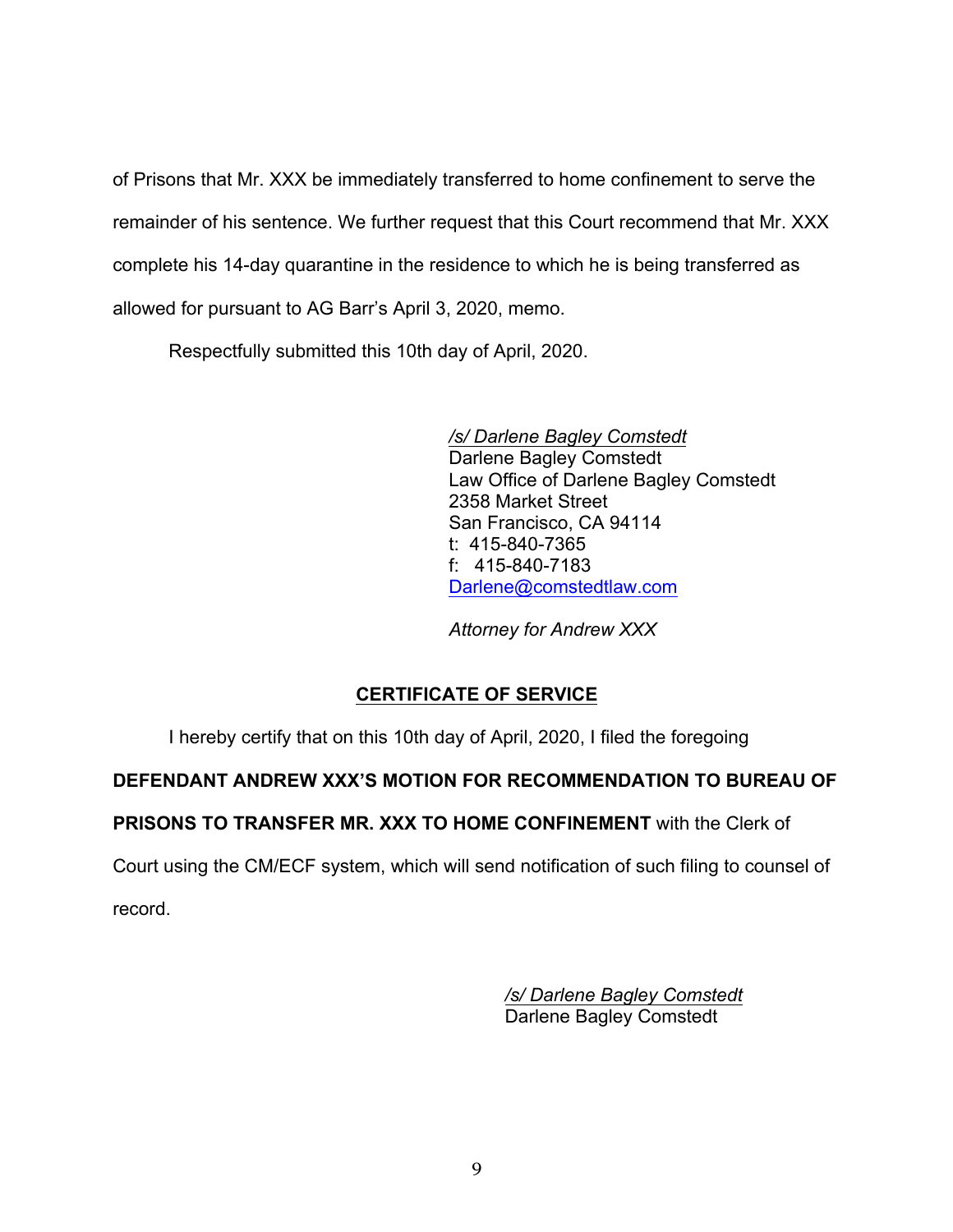of Prisons that Mr. XXX be immediately transferred to home confinement to serve the remainder of his sentence. We further request that this Court recommend that Mr. XXX complete his 14-day quarantine in the residence to which he is being transferred as allowed for pursuant to AG Barr's April 3, 2020, memo.

Respectfully submitted this 10th day of April, 2020.

*/s/ Darlene Bagley Comstedt*
Darlene Bagley Comstedt
Law Office of Darlene Bagley Comstedt
2358 Market Street
San Francisco, CA 94114
t: 415-840-7365
f: 415-840-7183
Darlene@comstedtlaw.com

*Attorney for Andrew XXX*

**CERTIFICATE OF SERVICE**

I hereby certify that on this 10th day of April, 2020, I filed the foregoing **DEFENDANT ANDREW XXX'S MOTION FOR RECOMMENDATION TO BUREAU OF PRISONS TO TRANSFER MR. XXX TO HOME CONFINEMENT** with the Clerk of Court using the CM/ECF system, which will send notification of such filing to counsel of record.

*/s/ Darlene Bagley Comstedt*
Darlene Bagley Comstedt